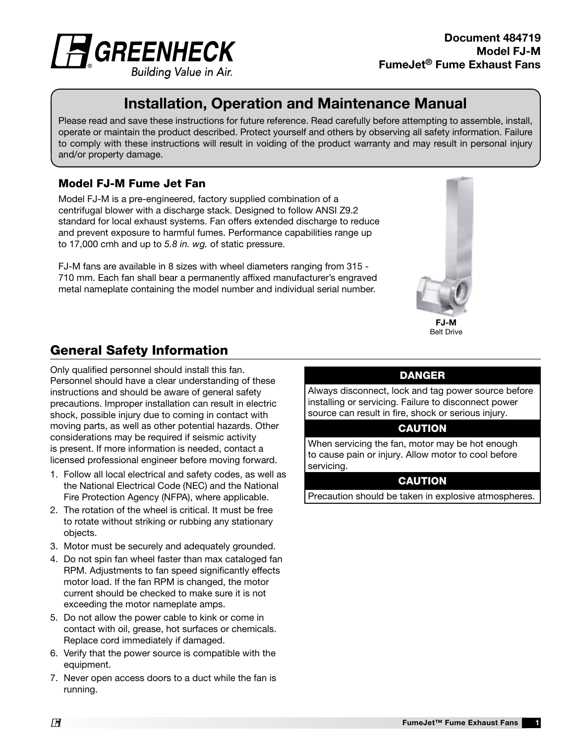Document 484719
Model FJ-M
FumeJet® Fume Exhaust Fans

GREENHECK
Building Value in Air.

# Installation, Operation and Maintenance Manual

Please read and save these instructions for future reference. Read carefully before attempting to assemble, install, operate or maintain the product described. Protect yourself and others by observing all safety information. Failure to comply with these instructions will result in voiding of the product warranty and may result in personal injury and/or property damage.

### Model FJ-M Fume Jet Fan

Model FJ-M is a pre-engineered, factory supplied combination of a centrifugal blower with a discharge stack. Designed to follow ANSI Z9.2 standard for local exhaust systems. Fan offers extended discharge to reduce and prevent exposure to harmful fumes. Performance capabilities range up to 17,000 cmh and up to *5.8 in. wg.* of static pressure.

FJ-M fans are available in 8 sizes with wheel diameters ranging from 315 - 710 mm. Each fan shall bear a permanently affixed manufacturer's engraved metal nameplate containing the model number and individual serial number.

**FJ-M**
Belt Drive

## General Safety Information

Only qualified personnel should install this fan. Personnel should have a clear understanding of these instructions and should be aware of general safety precautions. Improper installation can result in electric shock, possible injury due to coming in contact with moving parts, as well as other potential hazards. Other considerations may be required if seismic activity is present. If more information is needed, contact a licensed professional engineer before moving forward.

1. Follow all local electrical and safety codes, as well as the National Electrical Code (NEC) and the National Fire Protection Agency (NFPA), where applicable.
2. The rotation of the wheel is critical. It must be free to rotate without striking or rubbing any stationary objects.
3. Motor must be securely and adequately grounded.
4. Do not spin fan wheel faster than max cataloged fan RPM. Adjustments to fan speed significantly effects motor load. If the fan RPM is changed, the motor current should be checked to make sure it is not exceeding the motor nameplate amps.
5. Do not allow the power cable to kink or come in contact with oil, grease, hot surfaces or chemicals. Replace cord immediately if damaged.
6. Verify that the power source is compatible with the equipment.
7. Never open access doors to a duct while the fan is running.

**DANGER**

Always disconnect, lock and tag power source before installing or servicing. Failure to disconnect power source can result in fire, shock or serious injury.

**CAUTION**

When servicing the fan, motor may be hot enough to cause pain or injury. Allow motor to cool before servicing.

**CAUTION**

Precaution should be taken in explosive atmospheres.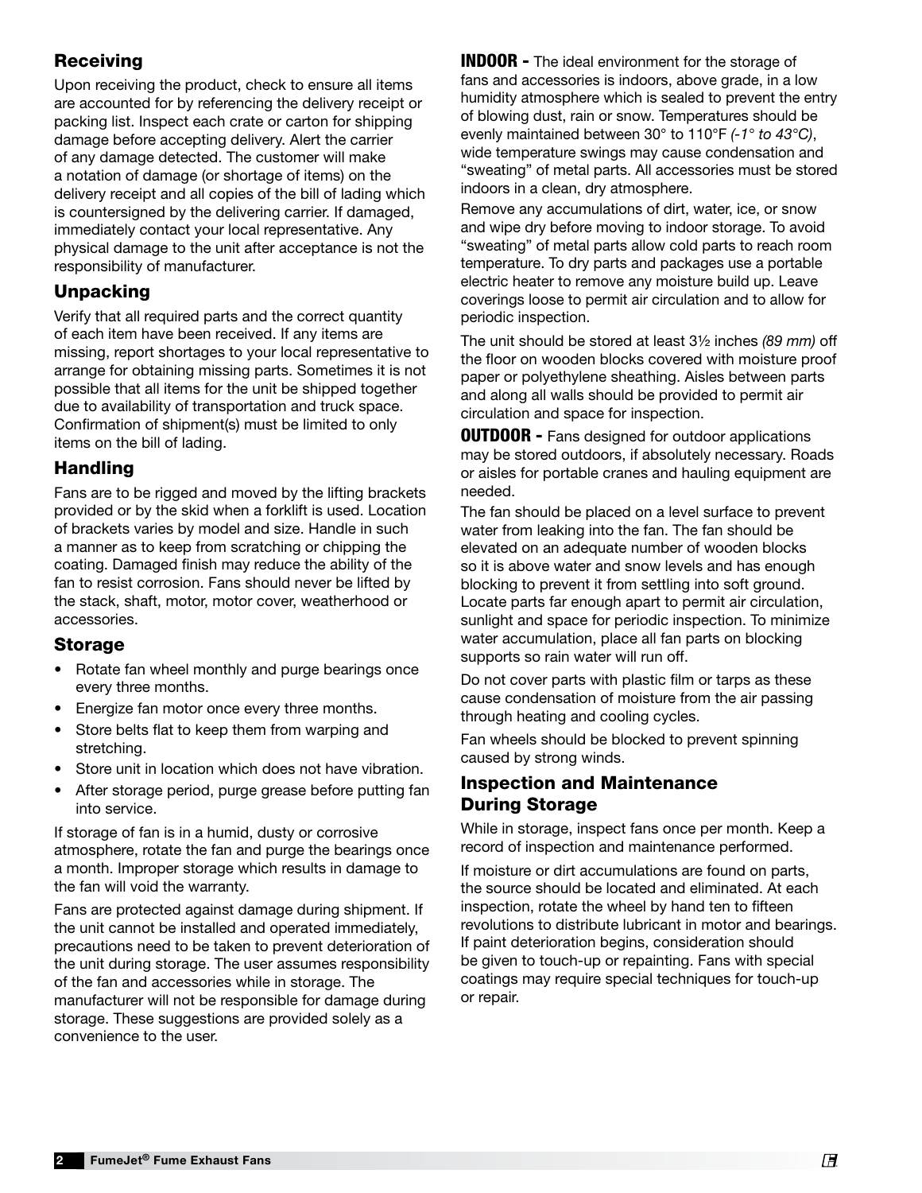## Receiving

Upon receiving the product, check to ensure all items are accounted for by referencing the delivery receipt or packing list. Inspect each crate or carton for shipping damage before accepting delivery. Alert the carrier of any damage detected. The customer will make a notation of damage (or shortage of items) on the delivery receipt and all copies of the bill of lading which is countersigned by the delivering carrier. If damaged, immediately contact your local representative. Any physical damage to the unit after acceptance is not the responsibility of manufacturer.

## Unpacking

Verify that all required parts and the correct quantity of each item have been received. If any items are missing, report shortages to your local representative to arrange for obtaining missing parts. Sometimes it is not possible that all items for the unit be shipped together due to availability of transportation and truck space. Confirmation of shipment(s) must be limited to only items on the bill of lading.

## Handling

Fans are to be rigged and moved by the lifting brackets provided or by the skid when a forklift is used. Location of brackets varies by model and size. Handle in such a manner as to keep from scratching or chipping the coating. Damaged finish may reduce the ability of the fan to resist corrosion. Fans should never be lifted by the stack, shaft, motor, motor cover, weatherhood or accessories.

## Storage

- Rotate fan wheel monthly and purge bearings once every three months.
- Energize fan motor once every three months.
- Store belts flat to keep them from warping and stretching.
- Store unit in location which does not have vibration.
- After storage period, purge grease before putting fan into service.

If storage of fan is in a humid, dusty or corrosive atmosphere, rotate the fan and purge the bearings once a month. Improper storage which results in damage to the fan will void the warranty.

Fans are protected against damage during shipment. If the unit cannot be installed and operated immediately, precautions need to be taken to prevent deterioration of the unit during storage. The user assumes responsibility of the fan and accessories while in storage. The manufacturer will not be responsible for damage during storage. These suggestions are provided solely as a convenience to the user.

**INDOOR -** The ideal environment for the storage of fans and accessories is indoors, above grade, in a low humidity atmosphere which is sealed to prevent the entry of blowing dust, rain or snow. Temperatures should be evenly maintained between 30° to 110°F *(-1° to 43°C)*, wide temperature swings may cause condensation and "sweating" of metal parts. All accessories must be stored indoors in a clean, dry atmosphere.

Remove any accumulations of dirt, water, ice, or snow and wipe dry before moving to indoor storage. To avoid "sweating" of metal parts allow cold parts to reach room temperature. To dry parts and packages use a portable electric heater to remove any moisture build up. Leave coverings loose to permit air circulation and to allow for periodic inspection.

The unit should be stored at least 3½ inches *(89 mm)* off the floor on wooden blocks covered with moisture proof paper or polyethylene sheathing. Aisles between parts and along all walls should be provided to permit air circulation and space for inspection.

**OUTDOOR -** Fans designed for outdoor applications may be stored outdoors, if absolutely necessary. Roads or aisles for portable cranes and hauling equipment are needed.

The fan should be placed on a level surface to prevent water from leaking into the fan. The fan should be elevated on an adequate number of wooden blocks so it is above water and snow levels and has enough blocking to prevent it from settling into soft ground. Locate parts far enough apart to permit air circulation, sunlight and space for periodic inspection. To minimize water accumulation, place all fan parts on blocking supports so rain water will run off.

Do not cover parts with plastic film or tarps as these cause condensation of moisture from the air passing through heating and cooling cycles.

Fan wheels should be blocked to prevent spinning caused by strong winds.

## Inspection and Maintenance During Storage

While in storage, inspect fans once per month. Keep a record of inspection and maintenance performed.

If moisture or dirt accumulations are found on parts, the source should be located and eliminated. At each inspection, rotate the wheel by hand ten to fifteen revolutions to distribute lubricant in motor and bearings. If paint deterioration begins, consideration should be given to touch-up or repainting. Fans with special coatings may require special techniques for touch-up or repair.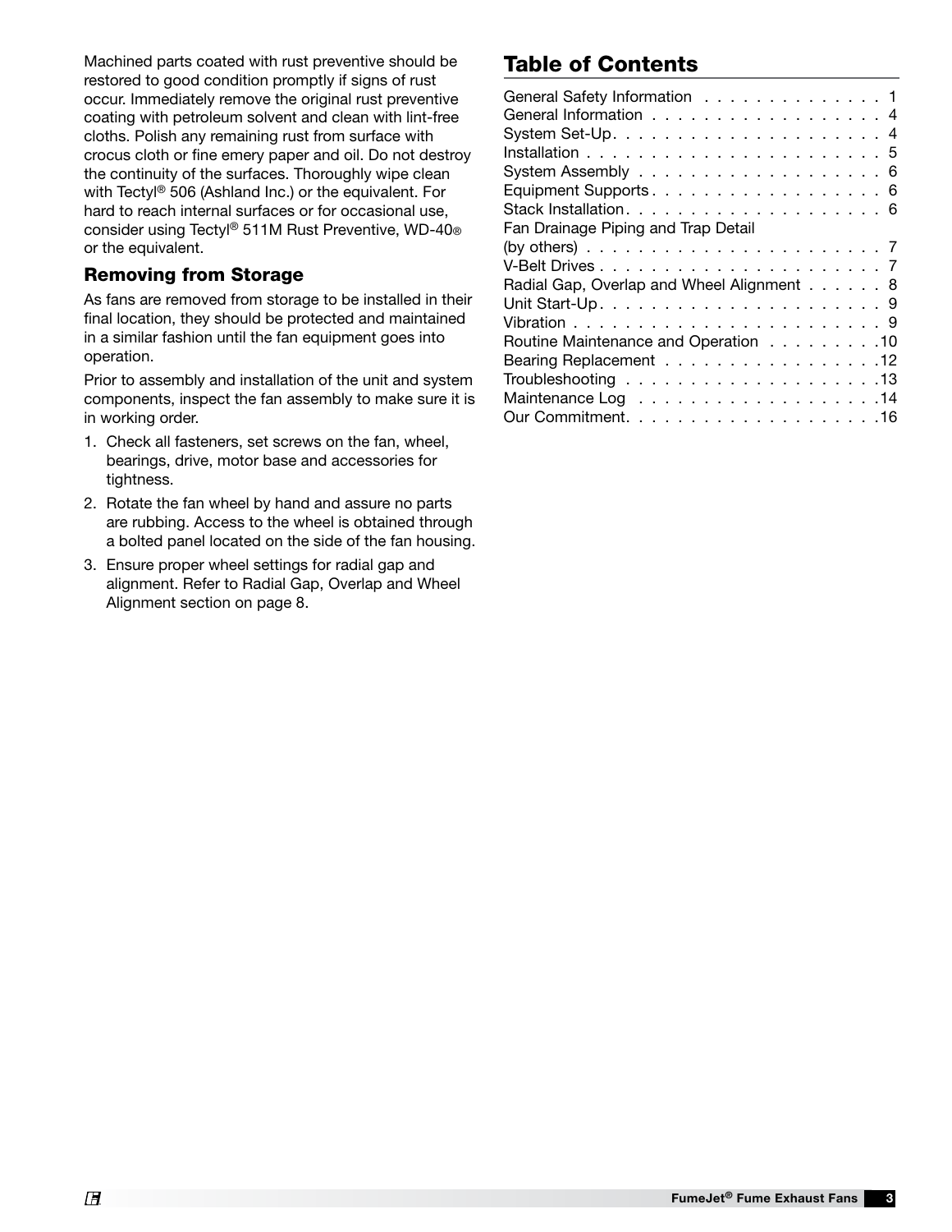Machined parts coated with rust preventive should be restored to good condition promptly if signs of rust occur. Immediately remove the original rust preventive coating with petroleum solvent and clean with lint-free cloths. Polish any remaining rust from surface with crocus cloth or fine emery paper and oil. Do not destroy the continuity of the surfaces. Thoroughly wipe clean with Tectyl® 506 (Ashland Inc.) or the equivalent. For hard to reach internal surfaces or for occasional use, consider using Tectyl® 511M Rust Preventive, WD-40® or the equivalent.

### Removing from Storage

As fans are removed from storage to be installed in their final location, they should be protected and maintained in a similar fashion until the fan equipment goes into operation.

Prior to assembly and installation of the unit and system components, inspect the fan assembly to make sure it is in working order.

1. Check all fasteners, set screws on the fan, wheel, bearings, drive, motor base and accessories for tightness.
2. Rotate the fan wheel by hand and assure no parts are rubbing. Access to the wheel is obtained through a bolted panel located on the side of the fan housing.
3. Ensure proper wheel settings for radial gap and alignment. Refer to Radial Gap, Overlap and Wheel Alignment section on page 8.

## Table of Contents

General Safety Information . . . . . . . . . . . . . . 1
General Information . . . . . . . . . . . . . . . . . . 4
System Set-Up . . . . . . . . . . . . . . . . . . . . . 4
Installation . . . . . . . . . . . . . . . . . . . . . . . 5
System Assembly . . . . . . . . . . . . . . . . . . . 6
Equipment Supports . . . . . . . . . . . . . . . . . . 6
Stack Installation . . . . . . . . . . . . . . . . . . . 6
Fan Drainage Piping and Trap Detail (by others) . . . . . . . . . . . . . . . . . . . . . . . 7
V-Belt Drives . . . . . . . . . . . . . . . . . . . . . . 7
Radial Gap, Overlap and Wheel Alignment . . . . . . 8
Unit Start-Up . . . . . . . . . . . . . . . . . . . . . . 9
Vibration . . . . . . . . . . . . . . . . . . . . . . . . 9
Routine Maintenance and Operation . . . . . . . . . 10
Bearing Replacement . . . . . . . . . . . . . . . . . 12
Troubleshooting . . . . . . . . . . . . . . . . . . . . 13
Maintenance Log . . . . . . . . . . . . . . . . . . . 14
Our Commitment . . . . . . . . . . . . . . . . . . . 16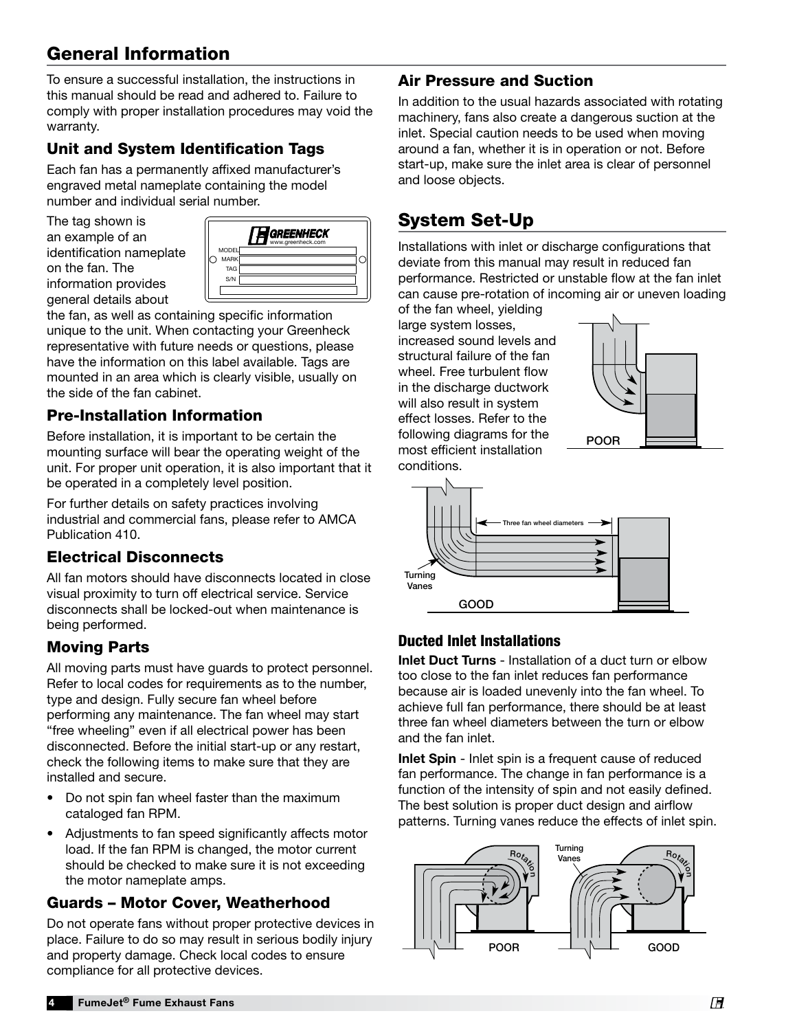# General Information

To ensure a successful installation, the instructions in this manual should be read and adhered to. Failure to comply with proper installation procedures may void the warranty.

## Unit and System Identification Tags

Each fan has a permanently affixed manufacturer's engraved metal nameplate containing the model number and individual serial number.

The tag shown is an example of an identification nameplate on the fan. The information provides general details about the fan, as well as containing specific information unique to the unit. When contacting your Greenheck representative with future needs or questions, please have the information on this label available. Tags are mounted in an area which is clearly visible, usually on the side of the fan cabinet.

## Pre-Installation Information

Before installation, it is important to be certain the mounting surface will bear the operating weight of the unit. For proper unit operation, it is also important that it be operated in a completely level position.

For further details on safety practices involving industrial and commercial fans, please refer to AMCA Publication 410.

## Electrical Disconnects

All fan motors should have disconnects located in close visual proximity to turn off electrical service. Service disconnects shall be locked-out when maintenance is being performed.

## Moving Parts

All moving parts must have guards to protect personnel. Refer to local codes for requirements as to the number, type and design. Fully secure fan wheel before performing any maintenance. The fan wheel may start "free wheeling" even if all electrical power has been disconnected. Before the initial start-up or any restart, check the following items to make sure that they are installed and secure.

- Do not spin fan wheel faster than the maximum cataloged fan RPM.
- Adjustments to fan speed significantly affects motor load. If the fan RPM is changed, the motor current should be checked to make sure it is not exceeding the motor nameplate amps.

## Guards – Motor Cover, Weatherhood

Do not operate fans without proper protective devices in place. Failure to do so may result in serious bodily injury and property damage. Check local codes to ensure compliance for all protective devices.

## Air Pressure and Suction

In addition to the usual hazards associated with rotating machinery, fans also create a dangerous suction at the inlet. Special caution needs to be used when moving around a fan, whether it is in operation or not. Before start-up, make sure the inlet area is clear of personnel and loose objects.

# System Set-Up

Installations with inlet or discharge configurations that deviate from this manual may result in reduced fan performance. Restricted or unstable flow at the fan inlet can cause pre-rotation of incoming air or uneven loading of the fan wheel, yielding large system losses, increased sound levels and structural failure of the fan wheel. Free turbulent flow in the discharge ductwork will also result in system effect losses. Refer to the following diagrams for the most efficient installation conditions.

### Ducted Inlet Installations

**Inlet Duct Turns** - Installation of a duct turn or elbow too close to the fan inlet reduces fan performance because air is loaded unevenly into the fan wheel. To achieve full fan performance, there should be at least three fan wheel diameters between the turn or elbow and the fan inlet.

**Inlet Spin** - Inlet spin is a frequent cause of reduced fan performance. The change in fan performance is a function of the intensity of spin and not easily defined. The best solution is proper duct design and airflow patterns. Turning vanes reduce the effects of inlet spin.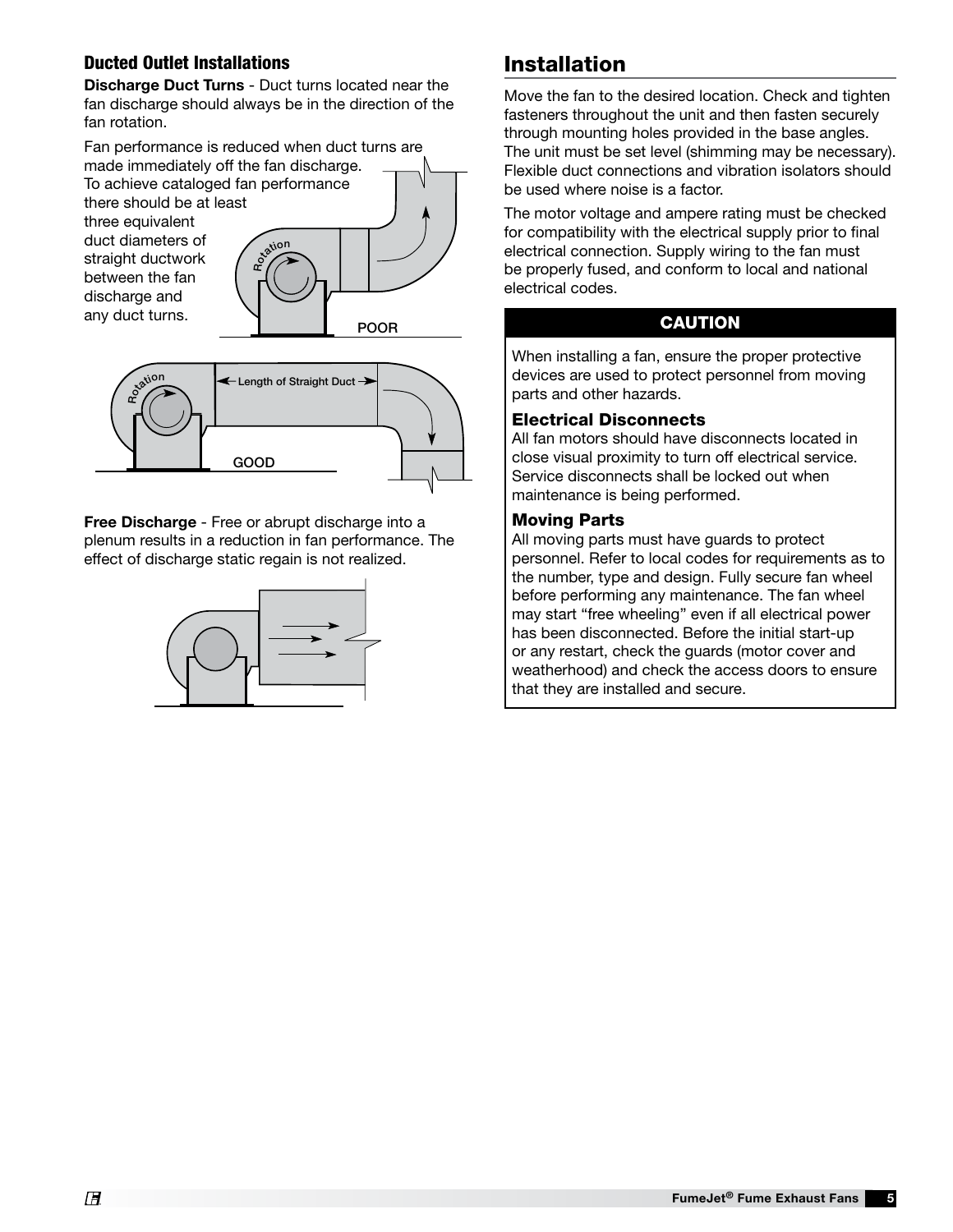## Ducted Outlet Installations

**Discharge Duct Turns** - Duct turns located near the fan discharge should always be in the direction of the fan rotation.

Fan performance is reduced when duct turns are made immediately off the fan discharge. To achieve cataloged fan performance there should be at least three equivalent duct diameters of straight ductwork between the fan discharge and any duct turns.

**Free Discharge** - Free or abrupt discharge into a plenum results in a reduction in fan performance. The effect of discharge static regain is not realized.

## Installation

Move the fan to the desired location. Check and tighten fasteners throughout the unit and then fasten securely through mounting holes provided in the base angles. The unit must be set level (shimming may be necessary). Flexible duct connections and vibration isolators should be used where noise is a factor.

The motor voltage and ampere rating must be checked for compatibility with the electrical supply prior to final electrical connection. Supply wiring to the fan must be properly fused, and conform to local and national electrical codes.

### CAUTION

When installing a fan, ensure the proper protective devices are used to protect personnel from moving parts and other hazards.

**Electrical Disconnects**

All fan motors should have disconnects located in close visual proximity to turn off electrical service. Service disconnects shall be locked out when maintenance is being performed.

**Moving Parts**

All moving parts must have guards to protect personnel. Refer to local codes for requirements as to the number, type and design. Fully secure fan wheel before performing any maintenance. The fan wheel may start "free wheeling" even if all electrical power has been disconnected. Before the initial start-up or any restart, check the guards (motor cover and weatherhood) and check the access doors to ensure that they are installed and secure.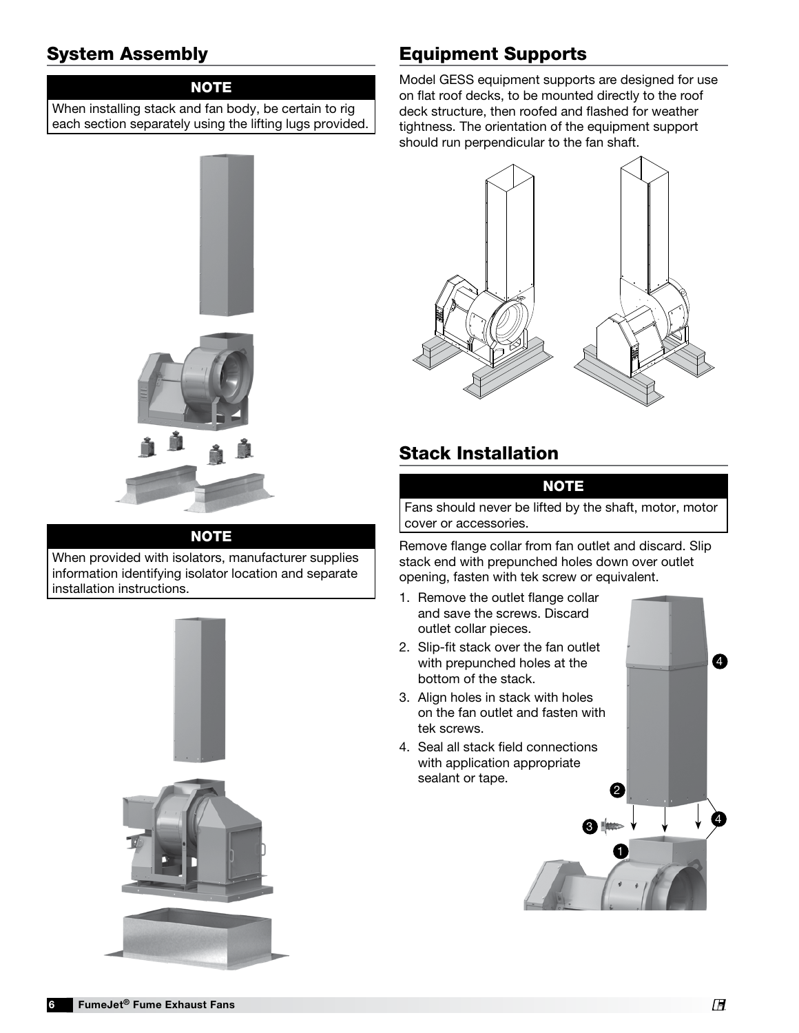## System Assembly

**NOTE**

When installing stack and fan body, be certain to rig each section separately using the lifting lugs provided.

**NOTE**

When provided with isolators, manufacturer supplies information identifying isolator location and separate installation instructions.

## Equipment Supports

Model GESS equipment supports are designed for use on flat roof decks, to be mounted directly to the roof deck structure, then roofed and flashed for weather tightness. The orientation of the equipment support should run perpendicular to the fan shaft.

## Stack Installation

**NOTE**

Fans should never be lifted by the shaft, motor, motor cover or accessories.

Remove flange collar from fan outlet and discard. Slip stack end with prepunched holes down over outlet opening, fasten with tek screw or equivalent.

1. Remove the outlet flange collar and save the screws. Discard outlet collar pieces.
2. Slip-fit stack over the fan outlet with prepunched holes at the bottom of the stack.
3. Align holes in stack with holes on the fan outlet and fasten with tek screws.
4. Seal all stack field connections with application appropriate sealant or tape.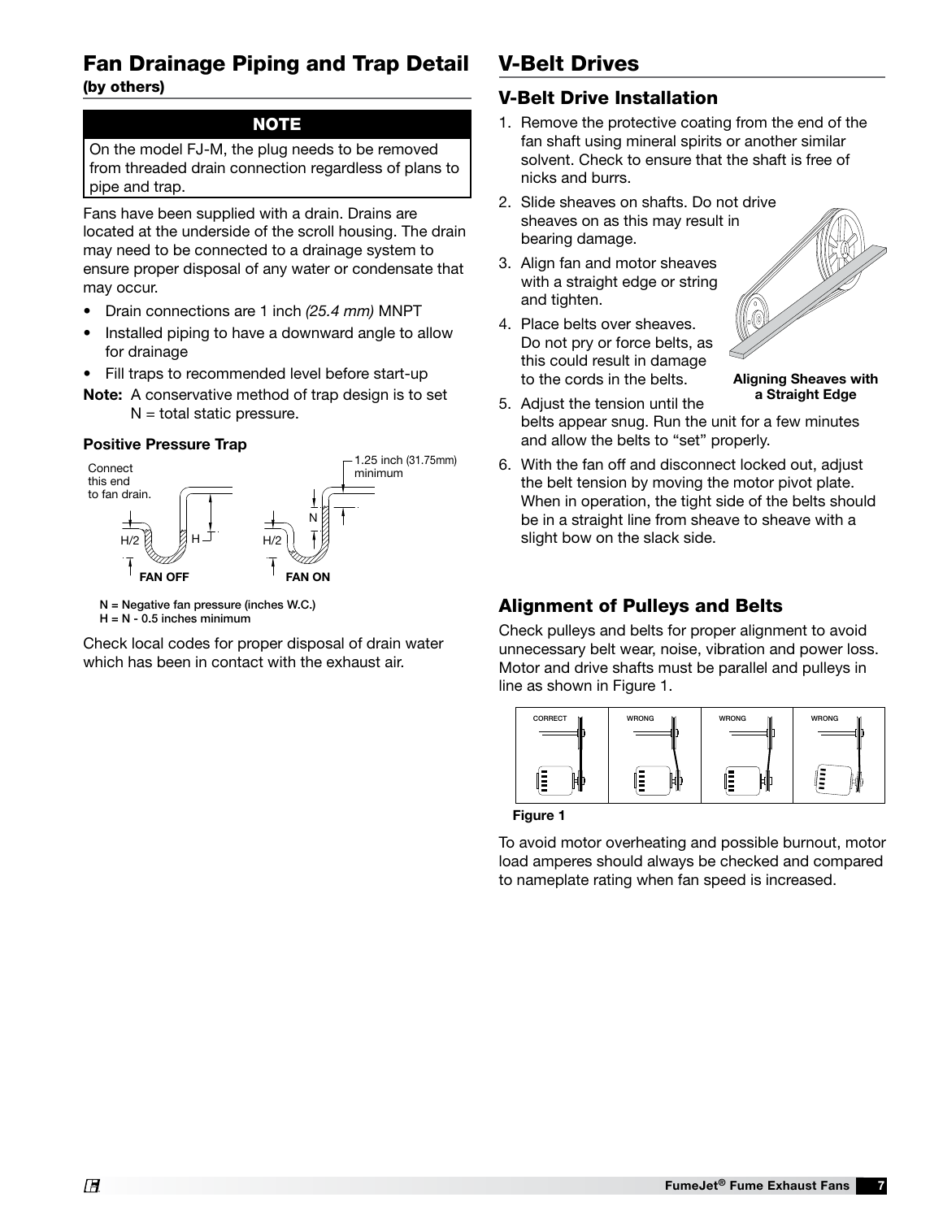## Fan Drainage Piping and Trap Detail

**(by others)**

**NOTE**

On the model FJ-M, the plug needs to be removed from threaded drain connection regardless of plans to pipe and trap.

Fans have been supplied with a drain. Drains are located at the underside of the scroll housing. The drain may need to be connected to a drainage system to ensure proper disposal of any water or condensate that may occur.

- Drain connections are 1 inch *(25.4 mm)* MNPT
- Installed piping to have a downward angle to allow for drainage
- Fill traps to recommended level before start-up

**Note:** A conservative method of trap design is to set N = total static pressure.

**Positive Pressure Trap**

Connect this end to fan drain.

1.25 inch (31.75mm) minimum

H/2 H

H/2 N

**FAN OFF** **FAN ON**

**N = Negative fan pressure (inches W.C.)**
**H = N - 0.5 inches minimum**

Check local codes for proper disposal of drain water which has been in contact with the exhaust air.

## V-Belt Drives

### V-Belt Drive Installation

1. Remove the protective coating from the end of the fan shaft using mineral spirits or another similar solvent. Check to ensure that the shaft is free of nicks and burrs.
2. Slide sheaves on shafts. Do not drive sheaves on as this may result in bearing damage.
3. Align fan and motor sheaves with a straight edge or string and tighten.
4. Place belts over sheaves. Do not pry or force belts, as this could result in damage to the cords in the belts.
5. Adjust the tension until the belts appear snug. Run the unit for a few minutes and allow the belts to "set" properly.
6. With the fan off and disconnect locked out, adjust the belt tension by moving the motor pivot plate. When in operation, the tight side of the belts should be in a straight line from sheave to sheave with a slight bow on the slack side.

**Aligning Sheaves with a Straight Edge**

### Alignment of Pulleys and Belts

Check pulleys and belts for proper alignment to avoid unnecessary belt wear, noise, vibration and power loss. Motor and drive shafts must be parallel and pulleys in line as shown in Figure 1.

CORRECT WRONG WRONG WRONG

**Figure 1**

To avoid motor overheating and possible burnout, motor load amperes should always be checked and compared to nameplate rating when fan speed is increased.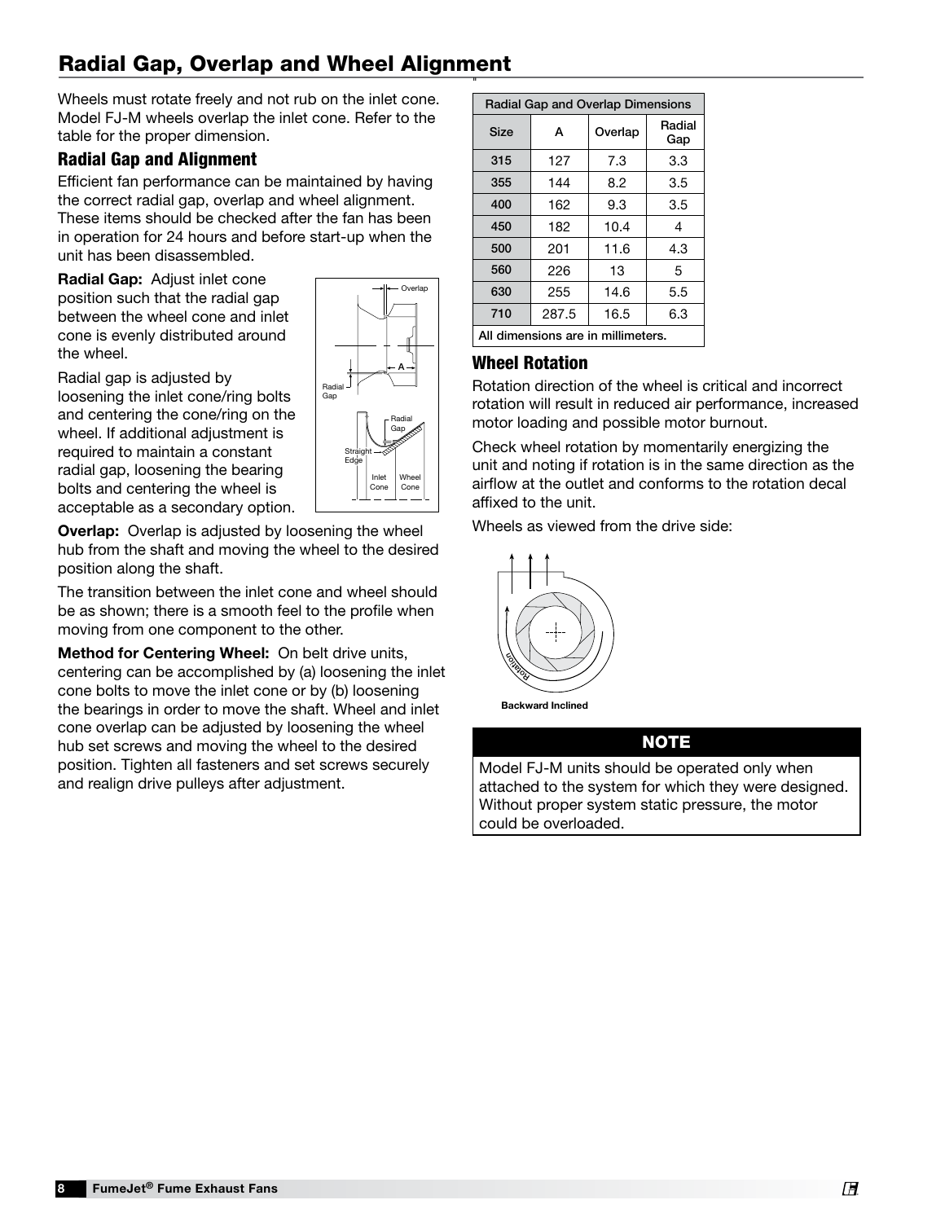# Radial Gap, Overlap and Wheel Alignment

Wheels must rotate freely and not rub on the inlet cone. Model FJ-M wheels overlap the inlet cone. Refer to the table for the proper dimension.

## Radial Gap and Alignment

Efficient fan performance can be maintained by having the correct radial gap, overlap and wheel alignment. These items should be checked after the fan has been in operation for 24 hours and before start-up when the unit has been disassembled.

**Radial Gap:** Adjust inlet cone position such that the radial gap between the wheel cone and inlet cone is evenly distributed around the wheel.

Radial gap is adjusted by loosening the inlet cone/ring bolts and centering the cone/ring on the wheel. If additional adjustment is required to maintain a constant radial gap, loosening the bearing bolts and centering the wheel is acceptable as a secondary option.

**Overlap:** Overlap is adjusted by loosening the wheel hub from the shaft and moving the wheel to the desired position along the shaft.

The transition between the inlet cone and wheel should be as shown; there is a smooth feel to the profile when moving from one component to the other.

**Method for Centering Wheel:** On belt drive units, centering can be accomplished by (a) loosening the inlet cone bolts to move the inlet cone or by (b) loosening the bearings in order to move the shaft. Wheel and inlet cone overlap can be adjusted by loosening the wheel hub set screws and moving the wheel to the desired position. Tighten all fasteners and set screws securely and realign drive pulleys after adjustment.

| Radial Gap and Overlap Dimensions | | | |
|---|---|---|---|
| Size | A | Overlap | Radial Gap |
| 315 | 127 | 7.3 | 3.3 |
| 355 | 144 | 8.2 | 3.5 |
| 400 | 162 | 9.3 | 3.5 |
| 450 | 182 | 10.4 | 4 |
| 500 | 201 | 11.6 | 4.3 |
| 560 | 226 | 13 | 5 |
| 630 | 255 | 14.6 | 5.5 |
| 710 | 287.5 | 16.5 | 6.3 |

All dimensions are in millimeters.

## Wheel Rotation

Rotation direction of the wheel is critical and incorrect rotation will result in reduced air performance, increased motor loading and possible motor burnout.

Check wheel rotation by momentarily energizing the unit and noting if rotation is in the same direction as the airflow at the outlet and conforms to the rotation decal affixed to the unit.

Wheels as viewed from the drive side:

Backward Inclined

**NOTE**

Model FJ-M units should be operated only when attached to the system for which they were designed. Without proper system static pressure, the motor could be overloaded.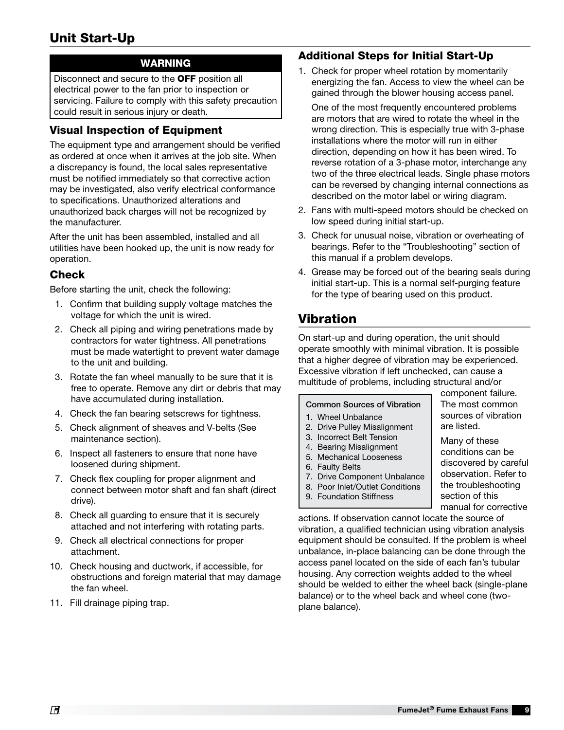# Unit Start-Up

**WARNING**

Disconnect and secure to the **OFF** position all electrical power to the fan prior to inspection or servicing. Failure to comply with this safety precaution could result in serious injury or death.

### Visual Inspection of Equipment

The equipment type and arrangement should be verified as ordered at once when it arrives at the job site. When a discrepancy is found, the local sales representative must be notified immediately so that corrective action may be investigated, also verify electrical conformance to specifications. Unauthorized alterations and unauthorized back charges will not be recognized by the manufacturer.

After the unit has been assembled, installed and all utilities have been hooked up, the unit is now ready for operation.

### Check

Before starting the unit, check the following:

1. Confirm that building supply voltage matches the voltage for which the unit is wired.
2. Check all piping and wiring penetrations made by contractors for water tightness. All penetrations must be made watertight to prevent water damage to the unit and building.
3. Rotate the fan wheel manually to be sure that it is free to operate. Remove any dirt or debris that may have accumulated during installation.
4. Check the fan bearing setscrews for tightness.
5. Check alignment of sheaves and V-belts (See maintenance section).
6. Inspect all fasteners to ensure that none have loosened during shipment.
7. Check flex coupling for proper alignment and connect between motor shaft and fan shaft (direct drive).
8. Check all guarding to ensure that it is securely attached and not interfering with rotating parts.
9. Check all electrical connections for proper attachment.
10. Check housing and ductwork, if accessible, for obstructions and foreign material that may damage the fan wheel.
11. Fill drainage piping trap.

### Additional Steps for Initial Start-Up

1. Check for proper wheel rotation by momentarily energizing the fan. Access to view the wheel can be gained through the blower housing access panel.

   One of the most frequently encountered problems are motors that are wired to rotate the wheel in the wrong direction. This is especially true with 3-phase installations where the motor will run in either direction, depending on how it has been wired. To reverse rotation of a 3-phase motor, interchange any two of the three electrical leads. Single phase motors can be reversed by changing internal connections as described on the motor label or wiring diagram.
2. Fans with multi-speed motors should be checked on low speed during initial start-up.
3. Check for unusual noise, vibration or overheating of bearings. Refer to the "Troubleshooting" section of this manual if a problem develops.
4. Grease may be forced out of the bearing seals during initial start-up. This is a normal self-purging feature for the type of bearing used on this product.

# Vibration

On start-up and during operation, the unit should operate smoothly with minimal vibration. It is possible that a higher degree of vibration may be experienced. Excessive vibration if left unchecked, can cause a multitude of problems, including structural and/or component failure. The most common sources of vibration are listed.

**Common Sources of Vibration**

1. Wheel Unbalance
2. Drive Pulley Misalignment
3. Incorrect Belt Tension
4. Bearing Misalignment
5. Mechanical Looseness
6. Faulty Belts
7. Drive Component Unbalance
8. Poor Inlet/Outlet Conditions
9. Foundation Stiffness

Many of these conditions can be discovered by careful observation. Refer to the troubleshooting section of this manual for corrective actions. If observation cannot locate the source of vibration, a qualified technician using vibration analysis equipment should be consulted. If the problem is wheel unbalance, in-place balancing can be done through the access panel located on the side of each fan's tubular housing. Any correction weights added to the wheel should be welded to either the wheel back (single-plane balance) or to the wheel back and wheel cone (two-plane balance).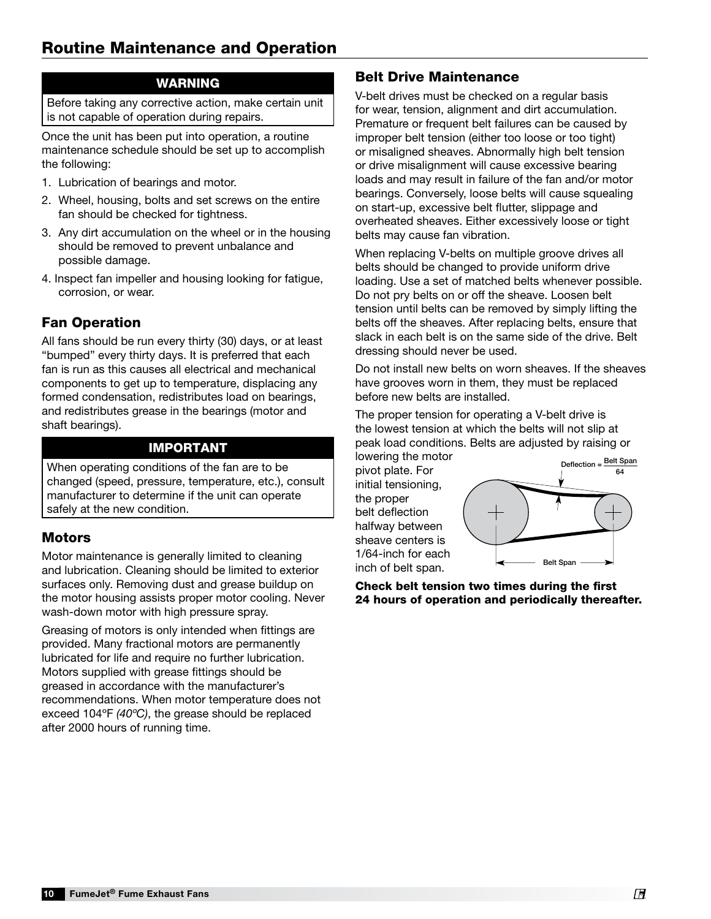# Routine Maintenance and Operation

**WARNING**

Before taking any corrective action, make certain unit is not capable of operation during repairs.

Once the unit has been put into operation, a routine maintenance schedule should be set up to accomplish the following:

1. Lubrication of bearings and motor.
2. Wheel, housing, bolts and set screws on the entire fan should be checked for tightness.
3. Any dirt accumulation on the wheel or in the housing should be removed to prevent unbalance and possible damage.
4. Inspect fan impeller and housing looking for fatigue, corrosion, or wear.

## Fan Operation

All fans should be run every thirty (30) days, or at least "bumped" every thirty days. It is preferred that each fan is run as this causes all electrical and mechanical components to get up to temperature, displacing any formed condensation, redistributes load on bearings, and redistributes grease in the bearings (motor and shaft bearings).

**IMPORTANT**

When operating conditions of the fan are to be changed (speed, pressure, temperature, etc.), consult manufacturer to determine if the unit can operate safely at the new condition.

## Motors

Motor maintenance is generally limited to cleaning and lubrication. Cleaning should be limited to exterior surfaces only. Removing dust and grease buildup on the motor housing assists proper motor cooling. Never wash-down motor with high pressure spray.

Greasing of motors is only intended when fittings are provided. Many fractional motors are permanently lubricated for life and require no further lubrication. Motors supplied with grease fittings should be greased in accordance with the manufacturer's recommendations. When motor temperature does not exceed 104ºF *(40ºC)*, the grease should be replaced after 2000 hours of running time.

## Belt Drive Maintenance

V-belt drives must be checked on a regular basis for wear, tension, alignment and dirt accumulation. Premature or frequent belt failures can be caused by improper belt tension (either too loose or too tight) or misaligned sheaves. Abnormally high belt tension or drive misalignment will cause excessive bearing loads and may result in failure of the fan and/or motor bearings. Conversely, loose belts will cause squealing on start-up, excessive belt flutter, slippage and overheated sheaves. Either excessively loose or tight belts may cause fan vibration.

When replacing V-belts on multiple groove drives all belts should be changed to provide uniform drive loading. Use a set of matched belts whenever possible. Do not pry belts on or off the sheave. Loosen belt tension until belts can be removed by simply lifting the belts off the sheaves. After replacing belts, ensure that slack in each belt is on the same side of the drive. Belt dressing should never be used.

Do not install new belts on worn sheaves. If the sheaves have grooves worn in them, they must be replaced before new belts are installed.

The proper tension for operating a V-belt drive is the lowest tension at which the belts will not slip at peak load conditions. Belts are adjusted by raising or lowering the motor pivot plate. For initial tensioning, the proper belt deflection halfway between sheave centers is 1/64-inch for each inch of belt span.

$$\text{Deflection} = \frac{\text{Belt Span}}{64}$$

Belt Span

**Check belt tension two times during the first 24 hours of operation and periodically thereafter.**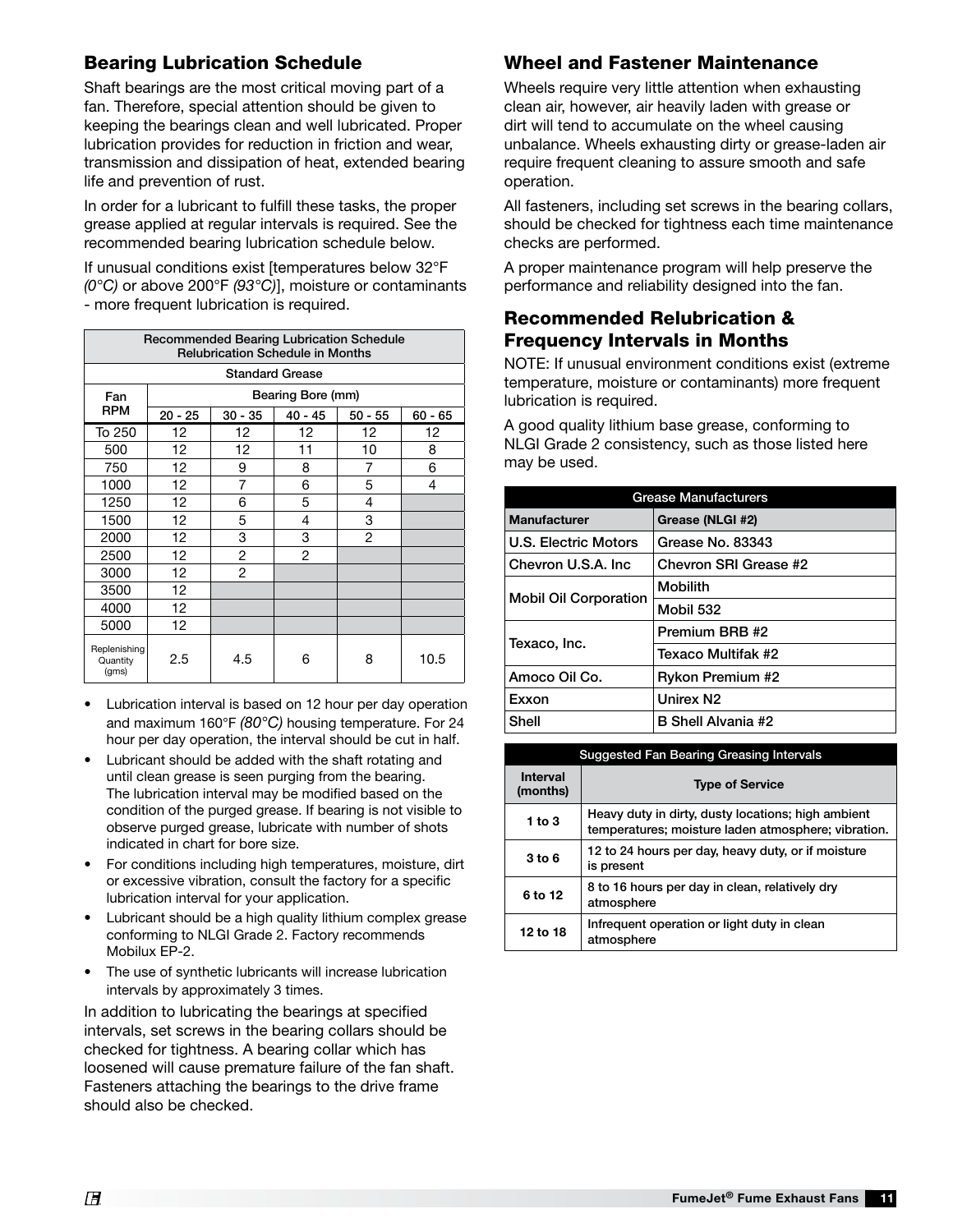## Bearing Lubrication Schedule

Shaft bearings are the most critical moving part of a fan. Therefore, special attention should be given to keeping the bearings clean and well lubricated. Proper lubrication provides for reduction in friction and wear, transmission and dissipation of heat, extended bearing life and prevention of rust.

In order for a lubricant to fulfill these tasks, the proper grease applied at regular intervals is required. See the recommended bearing lubrication schedule below.

If unusual conditions exist [temperatures below 32°F *(0°C)* or above 200°F *(93°C)*], moisture or contaminants - more frequent lubrication is required.

| Recommended Bearing Lubrication Schedule Relubrication Schedule in Months | | | | | |
|---|---|---|---|---|---|
| Standard Grease | | | | | |
| Fan RPM | Bearing Bore (mm) | | | | |
| | 20 - 25 | 30 - 35 | 40 - 45 | 50 - 55 | 60 - 65 |
| To 250 | 12 | 12 | 12 | 12 | 12 |
| 500 | 12 | 12 | 11 | 10 | 8 |
| 750 | 12 | 9 | 8 | 7 | 6 |
| 1000 | 12 | 7 | 6 | 5 | 4 |
| 1250 | 12 | 6 | 5 | 4 | |
| 1500 | 12 | 5 | 4 | 3 | |
| 2000 | 12 | 3 | 3 | 2 | |
| 2500 | 12 | 2 | 2 | | |
| 3000 | 12 | 2 | | | |
| 3500 | 12 | | | | |
| 4000 | 12 | | | | |
| 5000 | 12 | | | | |
| Replenishing Quantity (gms) | 2.5 | 4.5 | 6 | 8 | 10.5 |

- Lubrication interval is based on 12 hour per day operation and maximum 160°F *(80°C)* housing temperature. For 24 hour per day operation, the interval should be cut in half.
- Lubricant should be added with the shaft rotating and until clean grease is seen purging from the bearing. The lubrication interval may be modified based on the condition of the purged grease. If bearing is not visible to observe purged grease, lubricate with number of shots indicated in chart for bore size.
- For conditions including high temperatures, moisture, dirt or excessive vibration, consult the factory for a specific lubrication interval for your application.
- Lubricant should be a high quality lithium complex grease conforming to NLGI Grade 2. Factory recommends Mobilux EP-2.
- The use of synthetic lubricants will increase lubrication intervals by approximately 3 times.

In addition to lubricating the bearings at specified intervals, set screws in the bearing collars should be checked for tightness. A bearing collar which has loosened will cause premature failure of the fan shaft. Fasteners attaching the bearings to the drive frame should also be checked.

## Wheel and Fastener Maintenance

Wheels require very little attention when exhausting clean air, however, air heavily laden with grease or dirt will tend to accumulate on the wheel causing unbalance. Wheels exhausting dirty or grease-laden air require frequent cleaning to assure smooth and safe operation.

All fasteners, including set screws in the bearing collars, should be checked for tightness each time maintenance checks are performed.

A proper maintenance program will help preserve the performance and reliability designed into the fan.

## Recommended Relubrication & Frequency Intervals in Months

NOTE: If unusual environment conditions exist (extreme temperature, moisture or contaminants) more frequent lubrication is required.

A good quality lithium base grease, conforming to NLGI Grade 2 consistency, such as those listed here may be used.

| Grease Manufacturers | |
|---|---|
| **Manufacturer** | **Grease (NLGI #2)** |
| U.S. Electric Motors | Grease No. 83343 |
| Chevron U.S.A. Inc | Chevron SRI Grease #2 |
| Mobil Oil Corporation | Mobilith |
| | Mobil 532 |
| Texaco, Inc. | Premium BRB #2 |
| | Texaco Multifak #2 |
| Amoco Oil Co. | Rykon Premium #2 |
| Exxon | Unirex N2 |
| Shell | B Shell Alvania #2 |

| Suggested Fan Bearing Greasing Intervals | |
|---|---|
| **Interval (months)** | **Type of Service** |
| **1 to 3** | Heavy duty in dirty, dusty locations; high ambient temperatures; moisture laden atmosphere; vibration. |
| **3 to 6** | 12 to 24 hours per day, heavy duty, or if moisture is present |
| **6 to 12** | 8 to 16 hours per day in clean, relatively dry atmosphere |
| **12 to 18** | Infrequent operation or light duty in clean atmosphere |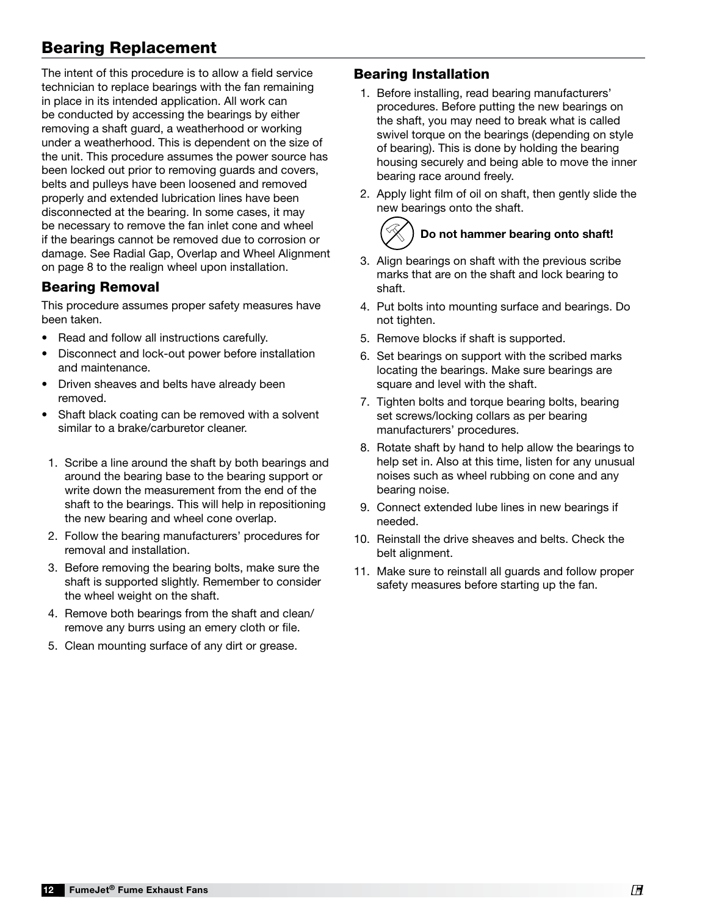# Bearing Replacement

The intent of this procedure is to allow a field service technician to replace bearings with the fan remaining in place in its intended application. All work can be conducted by accessing the bearings by either removing a shaft guard, a weatherhood or working under a weatherhood. This is dependent on the size of the unit. This procedure assumes the power source has been locked out prior to removing guards and covers, belts and pulleys have been loosened and removed properly and extended lubrication lines have been disconnected at the bearing. In some cases, it may be necessary to remove the fan inlet cone and wheel if the bearings cannot be removed due to corrosion or damage. See Radial Gap, Overlap and Wheel Alignment on page 8 to the realign wheel upon installation.

## Bearing Removal

This procedure assumes proper safety measures have been taken.

- Read and follow all instructions carefully.
- Disconnect and lock-out power before installation and maintenance.
- Driven sheaves and belts have already been removed.
- Shaft black coating can be removed with a solvent similar to a brake/carburetor cleaner.

1. Scribe a line around the shaft by both bearings and around the bearing base to the bearing support or write down the measurement from the end of the shaft to the bearings. This will help in repositioning the new bearing and wheel cone overlap.
2. Follow the bearing manufacturers' procedures for removal and installation.
3. Before removing the bearing bolts, make sure the shaft is supported slightly. Remember to consider the wheel weight on the shaft.
4. Remove both bearings from the shaft and clean/ remove any burrs using an emery cloth or file.
5. Clean mounting surface of any dirt or grease.

## Bearing Installation

1. Before installing, read bearing manufacturers' procedures. Before putting the new bearings on the shaft, you may need to break what is called swivel torque on the bearings (depending on style of bearing). This is done by holding the bearing housing securely and being able to move the inner bearing race around freely.
2. Apply light film of oil on shaft, then gently slide the new bearings onto the shaft.

   **Do not hammer bearing onto shaft!**

3. Align bearings on shaft with the previous scribe marks that are on the shaft and lock bearing to shaft.
4. Put bolts into mounting surface and bearings. Do not tighten.
5. Remove blocks if shaft is supported.
6. Set bearings on support with the scribed marks locating the bearings. Make sure bearings are square and level with the shaft.
7. Tighten bolts and torque bearing bolts, bearing set screws/locking collars as per bearing manufacturers' procedures.
8. Rotate shaft by hand to help allow the bearings to help set in. Also at this time, listen for any unusual noises such as wheel rubbing on cone and any bearing noise.
9. Connect extended lube lines in new bearings if needed.
10. Reinstall the drive sheaves and belts. Check the belt alignment.
11. Make sure to reinstall all guards and follow proper safety measures before starting up the fan.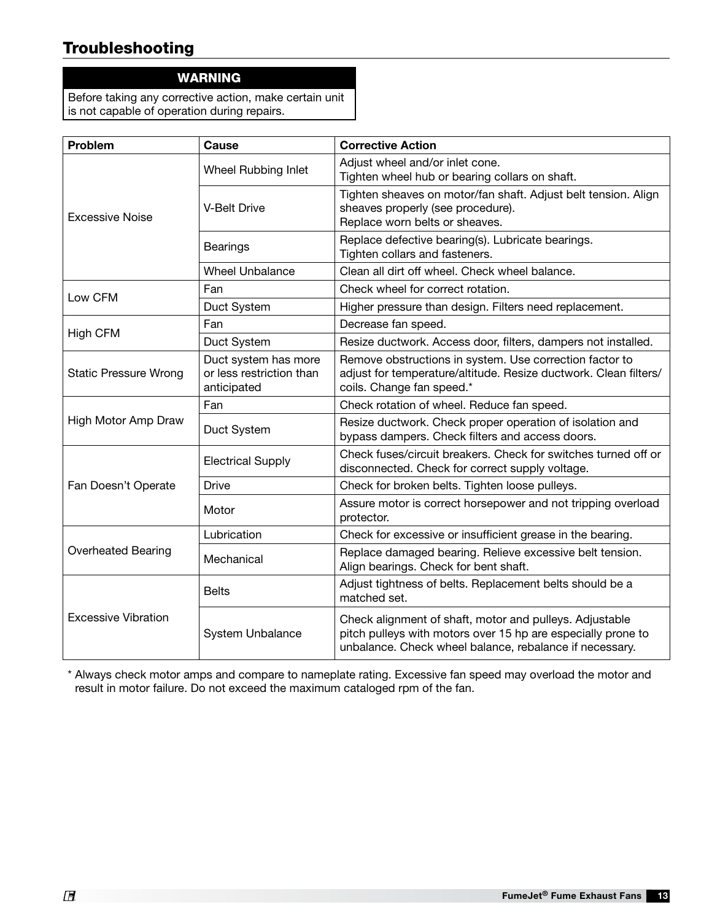## Troubleshooting

**WARNING**

Before taking any corrective action, make certain unit is not capable of operation during repairs.

| Problem | Cause | Corrective Action |
|---|---|---|
| Excessive Noise | Wheel Rubbing Inlet | Adjust wheel and/or inlet cone.<br>Tighten wheel hub or bearing collars on shaft. |
| | V-Belt Drive | Tighten sheaves on motor/fan shaft. Adjust belt tension. Align sheaves properly (see procedure).<br>Replace worn belts or sheaves. |
| | Bearings | Replace defective bearing(s). Lubricate bearings.<br>Tighten collars and fasteners. |
| | Wheel Unbalance | Clean all dirt off wheel. Check wheel balance. |
| Low CFM | Fan | Check wheel for correct rotation. |
| | Duct System | Higher pressure than design. Filters need replacement. |
| High CFM | Fan | Decrease fan speed. |
| | Duct System | Resize ductwork. Access door, filters, dampers not installed. |
| Static Pressure Wrong | Duct system has more or less restriction than anticipated | Remove obstructions in system. Use correction factor to adjust for temperature/altitude. Resize ductwork. Clean filters/coils. Change fan speed.* |
| High Motor Amp Draw | Fan | Check rotation of wheel. Reduce fan speed. |
| | Duct System | Resize ductwork. Check proper operation of isolation and bypass dampers. Check filters and access doors. |
| Fan Doesn't Operate | Electrical Supply | Check fuses/circuit breakers. Check for switches turned off or disconnected. Check for correct supply voltage. |
| | Drive | Check for broken belts. Tighten loose pulleys. |
| | Motor | Assure motor is correct horsepower and not tripping overload protector. |
| Overheated Bearing | Lubrication | Check for excessive or insufficient grease in the bearing. |
| | Mechanical | Replace damaged bearing. Relieve excessive belt tension. Align bearings. Check for bent shaft. |
| Excessive Vibration | Belts | Adjust tightness of belts. Replacement belts should be a matched set. |
| | System Unbalance | Check alignment of shaft, motor and pulleys. Adjustable pitch pulleys with motors over 15 hp are especially prone to unbalance. Check wheel balance, rebalance if necessary. |

* Always check motor amps and compare to nameplate rating. Excessive fan speed may overload the motor and result in motor failure. Do not exceed the maximum cataloged rpm of the fan.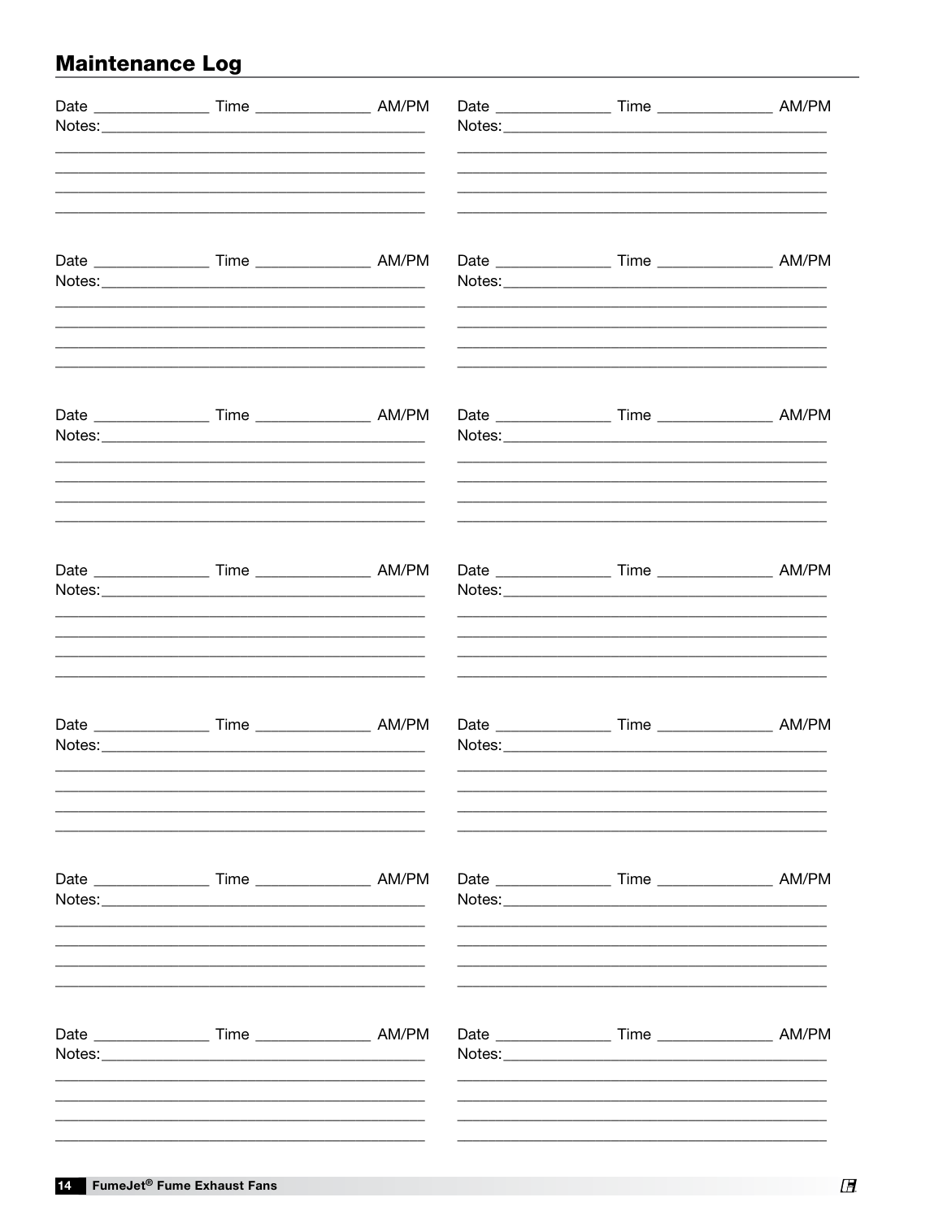## Maintenance Log

Date ______________ Time ______________ AM/PM
Notes:___________________________________________
___________________________________________
___________________________________________
___________________________________________
___________________________________________

Date ______________ Time ______________ AM/PM
Notes:___________________________________________
___________________________________________
___________________________________________
___________________________________________
___________________________________________

Date ______________ Time ______________ AM/PM
Notes:___________________________________________
___________________________________________
___________________________________________
___________________________________________
___________________________________________

Date ______________ Time ______________ AM/PM
Notes:___________________________________________
___________________________________________
___________________________________________
___________________________________________
___________________________________________

Date ______________ Time ______________ AM/PM
Notes:___________________________________________
___________________________________________
___________________________________________
___________________________________________
___________________________________________

Date ______________ Time ______________ AM/PM
Notes:___________________________________________
___________________________________________
___________________________________________
___________________________________________
___________________________________________

Date ______________ Time ______________ AM/PM
Notes:___________________________________________
___________________________________________
___________________________________________
___________________________________________
___________________________________________

Date ______________ Time ______________ AM/PM
Notes:___________________________________________
___________________________________________
___________________________________________
___________________________________________
___________________________________________

Date ______________ Time ______________ AM/PM
Notes:___________________________________________
___________________________________________
___________________________________________
___________________________________________
___________________________________________

Date ______________ Time ______________ AM/PM
Notes:___________________________________________
___________________________________________
___________________________________________
___________________________________________
___________________________________________

Date ______________ Time ______________ AM/PM
Notes:___________________________________________
___________________________________________
___________________________________________
___________________________________________
___________________________________________

Date ______________ Time ______________ AM/PM
Notes:___________________________________________
___________________________________________
___________________________________________
___________________________________________
___________________________________________

Date ______________ Time ______________ AM/PM
Notes:___________________________________________
___________________________________________
___________________________________________
___________________________________________
___________________________________________

Date ______________ Time ______________ AM/PM
Notes:___________________________________________
___________________________________________
___________________________________________
___________________________________________
___________________________________________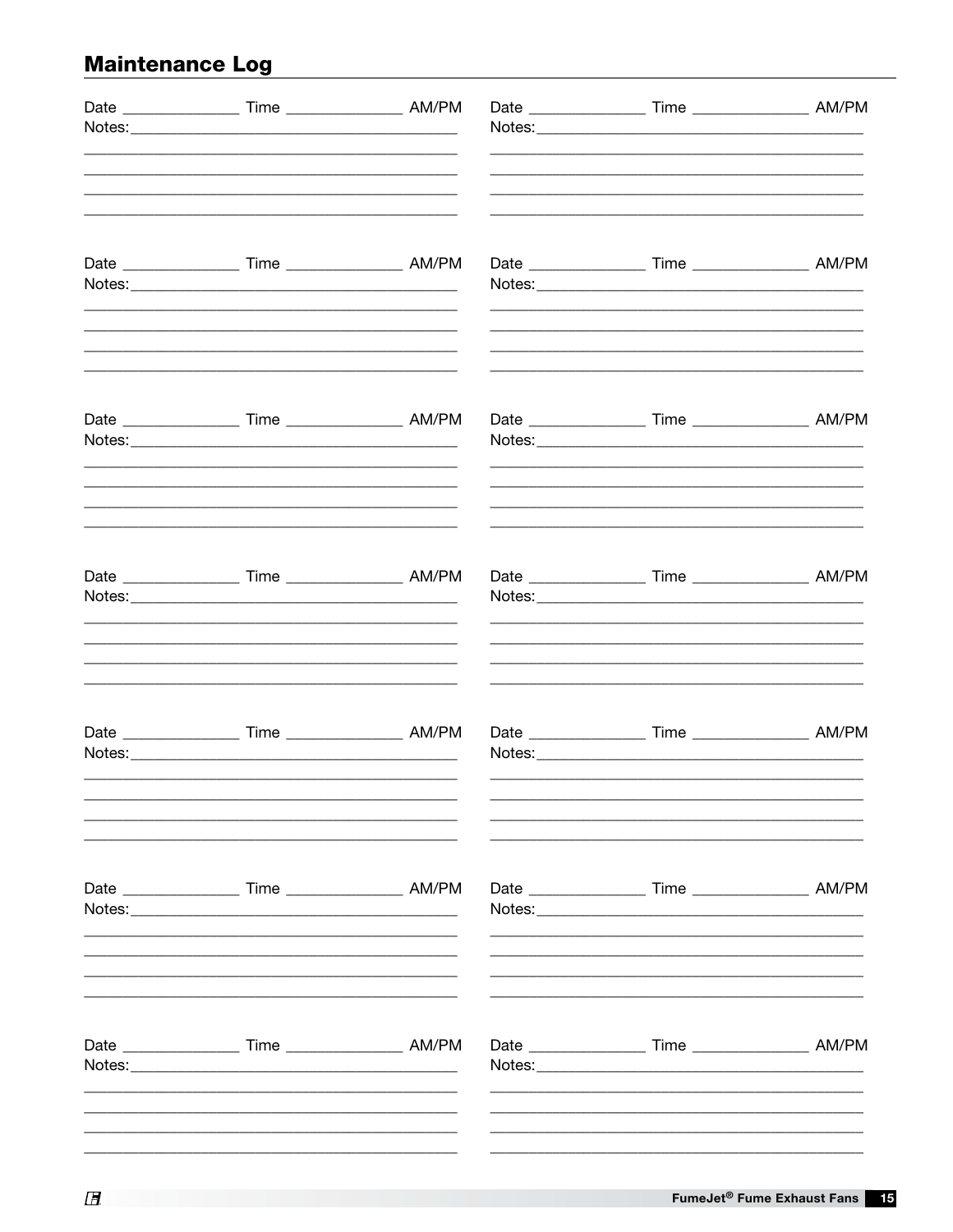## Maintenance Log

Date _______________ Time _______________ AM/PM
Notes:___________________________________________
_________________________________________________
_________________________________________________
_________________________________________________
_________________________________________________

Date _______________ Time _______________ AM/PM
Notes:___________________________________________
_________________________________________________
_________________________________________________
_________________________________________________
_________________________________________________

Date _______________ Time _______________ AM/PM
Notes:___________________________________________
_________________________________________________
_________________________________________________
_________________________________________________
_________________________________________________

Date _______________ Time _______________ AM/PM
Notes:___________________________________________
_________________________________________________
_________________________________________________
_________________________________________________
_________________________________________________

Date _______________ Time _______________ AM/PM
Notes:___________________________________________
_________________________________________________
_________________________________________________
_________________________________________________
_________________________________________________

Date _______________ Time _______________ AM/PM
Notes:___________________________________________
_________________________________________________
_________________________________________________
_________________________________________________
_________________________________________________

Date _______________ Time _______________ AM/PM
Notes:___________________________________________
_________________________________________________
_________________________________________________
_________________________________________________
_________________________________________________

Date _______________ Time _______________ AM/PM
Notes:___________________________________________
_________________________________________________
_________________________________________________
_________________________________________________
_________________________________________________

Date _______________ Time _______________ AM/PM
Notes:___________________________________________
_________________________________________________
_________________________________________________
_________________________________________________
_________________________________________________

Date _______________ Time _______________ AM/PM
Notes:___________________________________________
_________________________________________________
_________________________________________________
_________________________________________________
_________________________________________________

Date _______________ Time _______________ AM/PM
Notes:___________________________________________
_________________________________________________
_________________________________________________
_________________________________________________
_________________________________________________

Date _______________ Time _______________ AM/PM
Notes:___________________________________________
_________________________________________________
_________________________________________________
_________________________________________________
_________________________________________________

Date _______________ Time _______________ AM/PM
Notes:___________________________________________
_________________________________________________
_________________________________________________
_________________________________________________
_________________________________________________

Date _______________ Time _______________ AM/PM
Notes:___________________________________________
_________________________________________________
_________________________________________________
_________________________________________________
_________________________________________________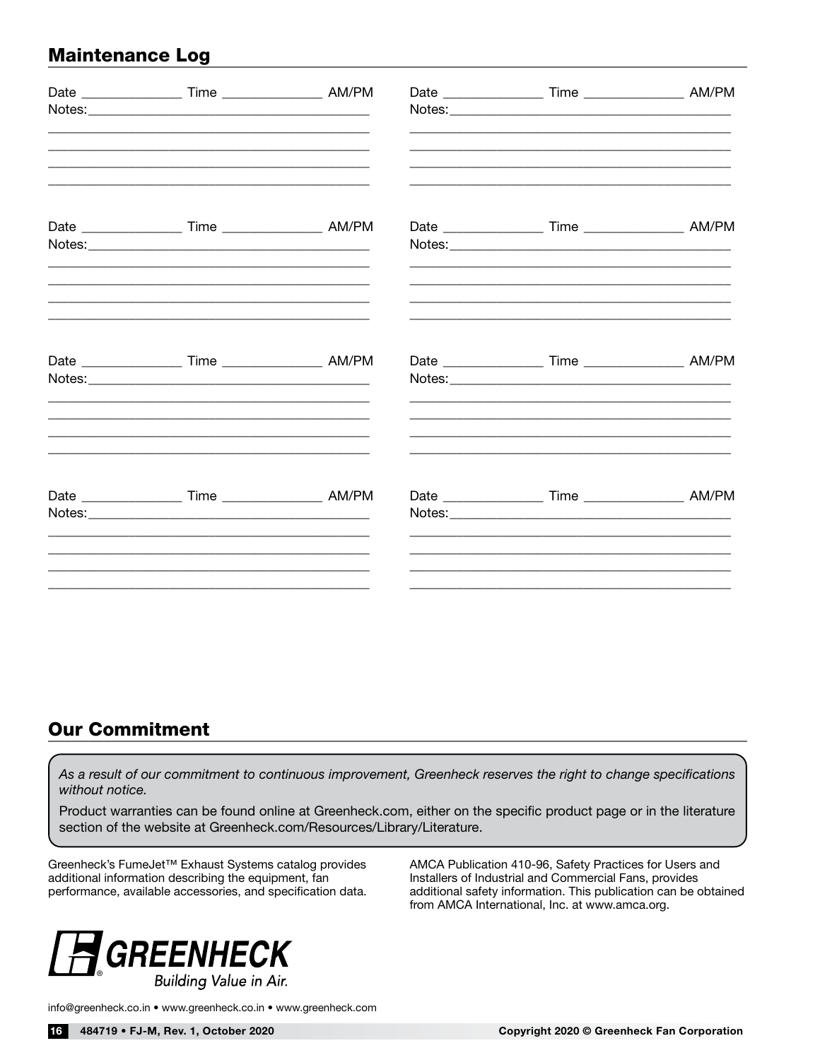## Maintenance Log

Date _______________ Time _______________ AM/PM
Notes:_____________________________________________
_____________________________________________
_____________________________________________
_____________________________________________
_____________________________________________

Date _______________ Time _______________ AM/PM
Notes:_____________________________________________
_____________________________________________
_____________________________________________
_____________________________________________
_____________________________________________

Date _______________ Time _______________ AM/PM
Notes:_____________________________________________
_____________________________________________
_____________________________________________
_____________________________________________
_____________________________________________

Date _______________ Time _______________ AM/PM
Notes:_____________________________________________
_____________________________________________
_____________________________________________
_____________________________________________
_____________________________________________

Date _______________ Time _______________ AM/PM
Notes:_____________________________________________
_____________________________________________
_____________________________________________
_____________________________________________
_____________________________________________

Date _______________ Time _______________ AM/PM
Notes:_____________________________________________
_____________________________________________
_____________________________________________
_____________________________________________
_____________________________________________

Date _______________ Time _______________ AM/PM
Notes:_____________________________________________
_____________________________________________
_____________________________________________
_____________________________________________
_____________________________________________

Date _______________ Time _______________ AM/PM
Notes:_____________________________________________
_____________________________________________
_____________________________________________
_____________________________________________
_____________________________________________

## Our Commitment

*As a result of our commitment to continuous improvement, Greenheck reserves the right to change specifications without notice.*

Product warranties can be found online at Greenheck.com, either on the specific product page or in the literature section of the website at Greenheck.com/Resources/Library/Literature.

Greenheck's FumeJet™ Exhaust Systems catalog provides additional information describing the equipment, fan performance, available accessories, and specification data.

AMCA Publication 410-96, Safety Practices for Users and Installers of Industrial and Commercial Fans, provides additional safety information. This publication can be obtained from AMCA International, Inc. at www.amca.org.

GREENHECK
Building Value in Air.

info@greenheck.co.in • www.greenheck.co.in • www.greenheck.com

484719 • FJ-M, Rev. 1, October 2020

Copyright 2020 © Greenheck Fan Corporation